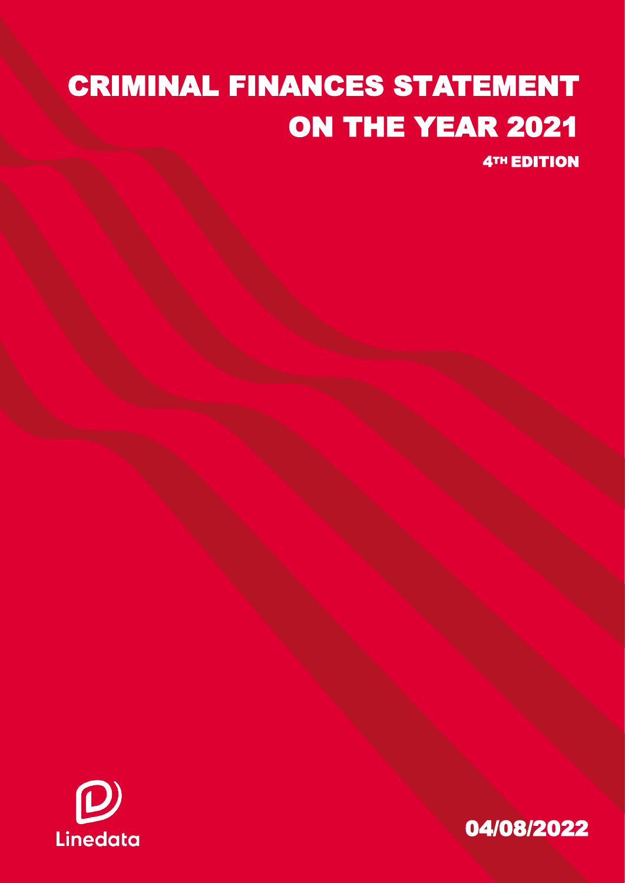# CRIMINAL FINANCES STATEMENT ON THE YEAR 2021

**4TH EDITION**

Linedata

04/08/2022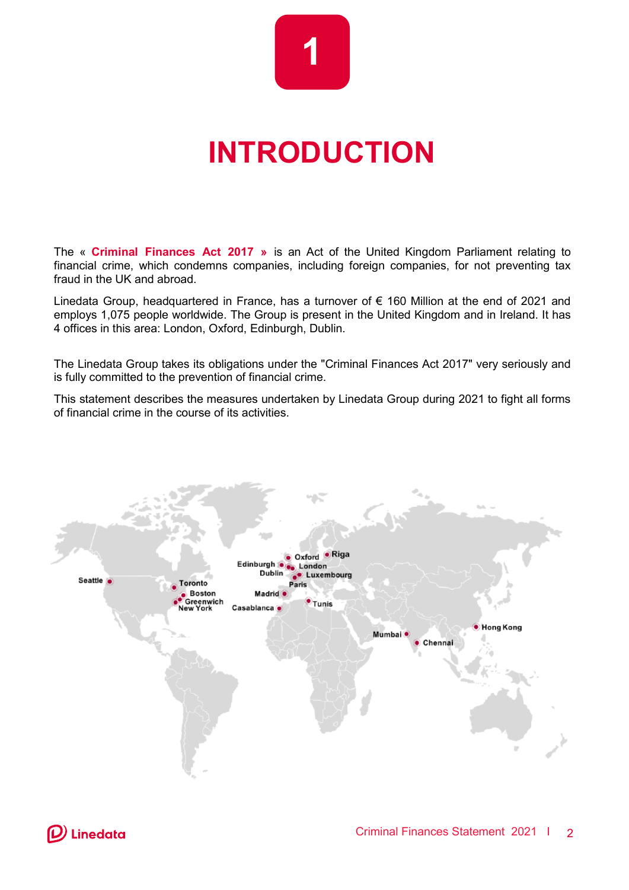1

# INTRODUCTION

The « **Criminal Finances Act 2017 »** is an Act of the United Kingdom Parliament relating to financial crime, which condemns companies, including foreign companies, for not preventing tax fraud in the UK and abroad.

Linedata Group, headquartered in France, has a turnover of € 160 Million at the end of 2021 and employs 1,075 people worldwide. The Group is present in the United Kingdom and in Ireland. It has 4 offices in this area: London, Oxford, Edinburgh, Dublin.

The Linedata Group takes its obligations under the "Criminal Finances Act 2017" very seriously and is fully committed to the prevention of financial crime.

This statement describes the measures undertaken by Linedata Group during 2021 to fight all forms of financial crime in the course of its activities.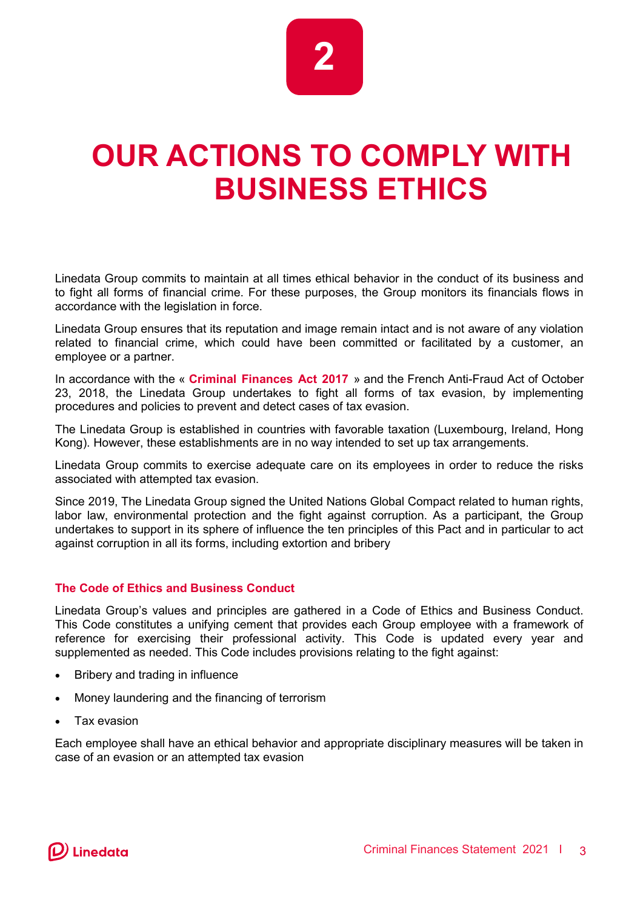# 2

# OUR ACTIONS TO COMPLY WITH BUSINESS ETHICS

Linedata Group commits to maintain at all times ethical behavior in the conduct of its business and to fight all forms of financial crime. For these purposes, the Group monitors its financials flows in accordance with the legislation in force.

Linedata Group ensures that its reputation and image remain intact and is not aware of any violation related to financial crime, which could have been committed or facilitated by a customer, an employee or a partner.

In accordance with the « **Criminal Finances Act 2017** » and the French Anti-Fraud Act of October 23, 2018, the Linedata Group undertakes to fight all forms of tax evasion, by implementing procedures and policies to prevent and detect cases of tax evasion.

The Linedata Group is established in countries with favorable taxation (Luxembourg, Ireland, Hong Kong). However, these establishments are in no way intended to set up tax arrangements.

Linedata Group commits to exercise adequate care on its employees in order to reduce the risks associated with attempted tax evasion.

Since 2019, The Linedata Group signed the United Nations Global Compact related to human rights, labor law, environmental protection and the fight against corruption. As a participant, the Group undertakes to support in its sphere of influence the ten principles of this Pact and in particular to act against corruption in all its forms, including extortion and bribery

### The Code of Ethics and Business Conduct

Linedata Group's values and principles are gathered in a Code of Ethics and Business Conduct. This Code constitutes a unifying cement that provides each Group employee with a framework of reference for exercising their professional activity. This Code is updated every year and supplemented as needed. This Code includes provisions relating to the fight against:

- Bribery and trading in influence
- Money laundering and the financing of terrorism
- Tax evasion

Each employee shall have an ethical behavior and appropriate disciplinary measures will be taken in case of an evasion or an attempted tax evasion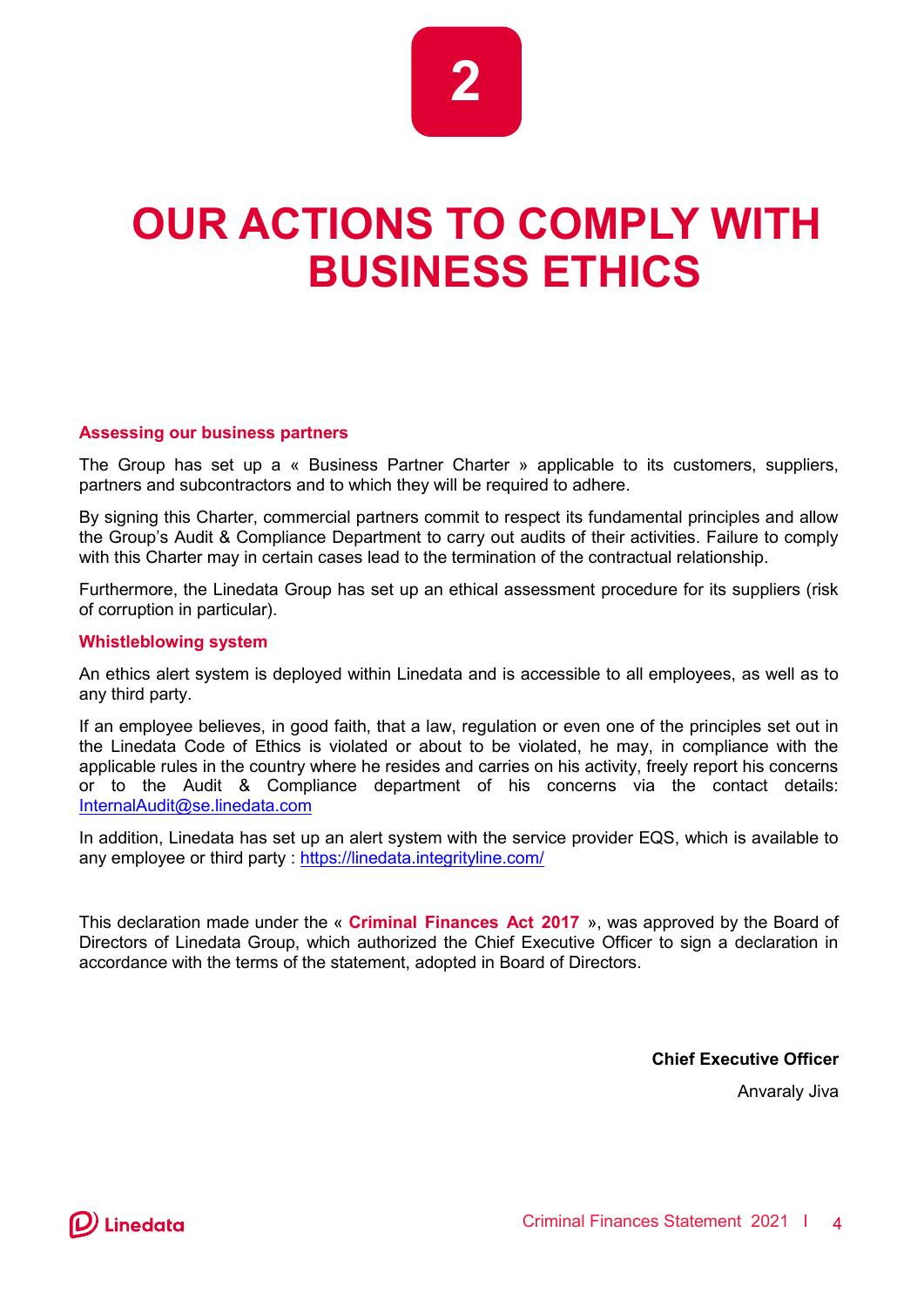# 2

# OUR ACTIONS TO COMPLY WITH BUSINESS ETHICS

### Assessing our business partners

The Group has set up a « Business Partner Charter » applicable to its customers, suppliers, partners and subcontractors and to which they will be required to adhere.

By signing this Charter, commercial partners commit to respect its fundamental principles and allow the Group's Audit & Compliance Department to carry out audits of their activities. Failure to comply with this Charter may in certain cases lead to the termination of the contractual relationship.

Furthermore, the Linedata Group has set up an ethical assessment procedure for its suppliers (risk of corruption in particular).

### Whistleblowing system

An ethics alert system is deployed within Linedata and is accessible to all employees, as well as to any third party.

If an employee believes, in good faith, that a law, regulation or even one of the principles set out in the Linedata Code of Ethics is violated or about to be violated, he may, in compliance with the applicable rules in the country where he resides and carries on his activity, freely report his concerns or to the Audit & Compliance department of his concerns via the contact details: InternalAudit@se.linedata.com

In addition, Linedata has set up an alert system with the service provider EQS, which is available to any employee or third party : https://linedata.integrityline.com/

This declaration made under the « **Criminal Finances Act 2017** », was approved by the Board of Directors of Linedata Group, which authorized the Chief Executive Officer to sign a declaration in accordance with the terms of the statement, adopted in Board of Directors.

**Chief Executive Officer**

Anvaraly Jiva